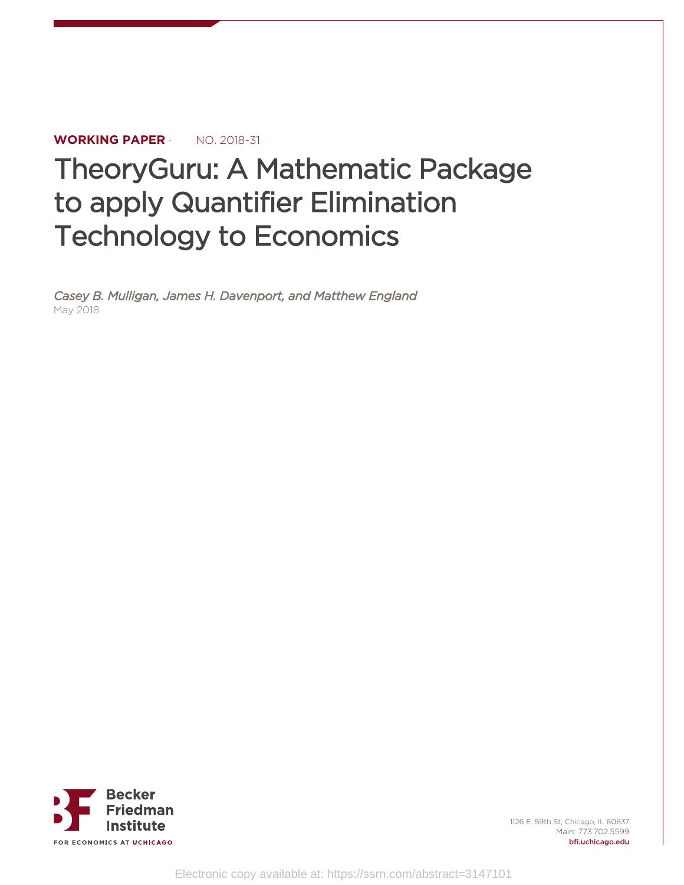**WORKING PAPER** · NO. 2018-31

# TheoryGuru: A Mathematic Package to apply Quantifier Elimination Technology to Economics

*Casey B. Mulligan, James H. Davenport, and Matthew England*

May 2018

Becker Friedman Institute

FOR ECONOMICS AT UCHICAGO

1126 E. 59th St, Chicago, IL 60637
Main: 773.702.5599
bfi.uchicago.edu

Electronic copy available at: https://ssrn.com/abstract=3147101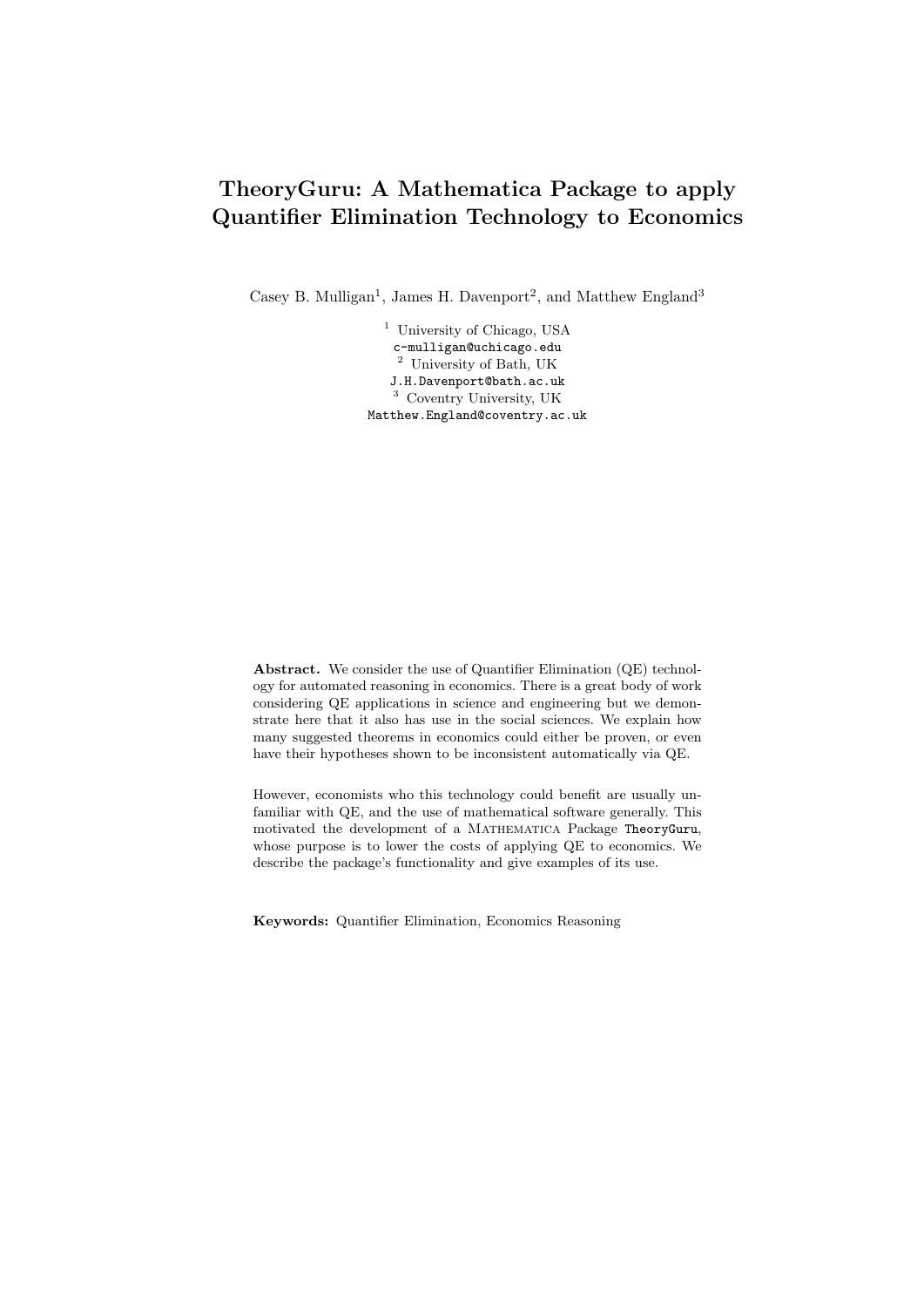# TheoryGuru: A Mathematica Package to apply Quantifier Elimination Technology to Economics

Casey B. Mulligan[1], James H. Davenport[2], and Matthew England[3]

[1] University of Chicago, USA
`c-mulligan@uchicago.edu`
[2] University of Bath, UK
`J.H.Davenport@bath.ac.uk`
[3] Coventry University, UK
`Matthew.England@coventry.ac.uk`

**Abstract.** We consider the use of Quantifier Elimination (QE) technology for automated reasoning in economics. There is a great body of work considering QE applications in science and engineering but we demonstrate here that it also has use in the social sciences. We explain how many suggested theorems in economics could either be proven, or even have their hypotheses shown to be inconsistent automatically via QE.

However, economists who this technology could benefit are usually unfamiliar with QE, and the use of mathematical software generally. This motivated the development of a Mathematica Package `TheoryGuru`, whose purpose is to lower the costs of applying QE to economics. We describe the package's functionality and give examples of its use.

**Keywords:** Quantifier Elimination, Economics Reasoning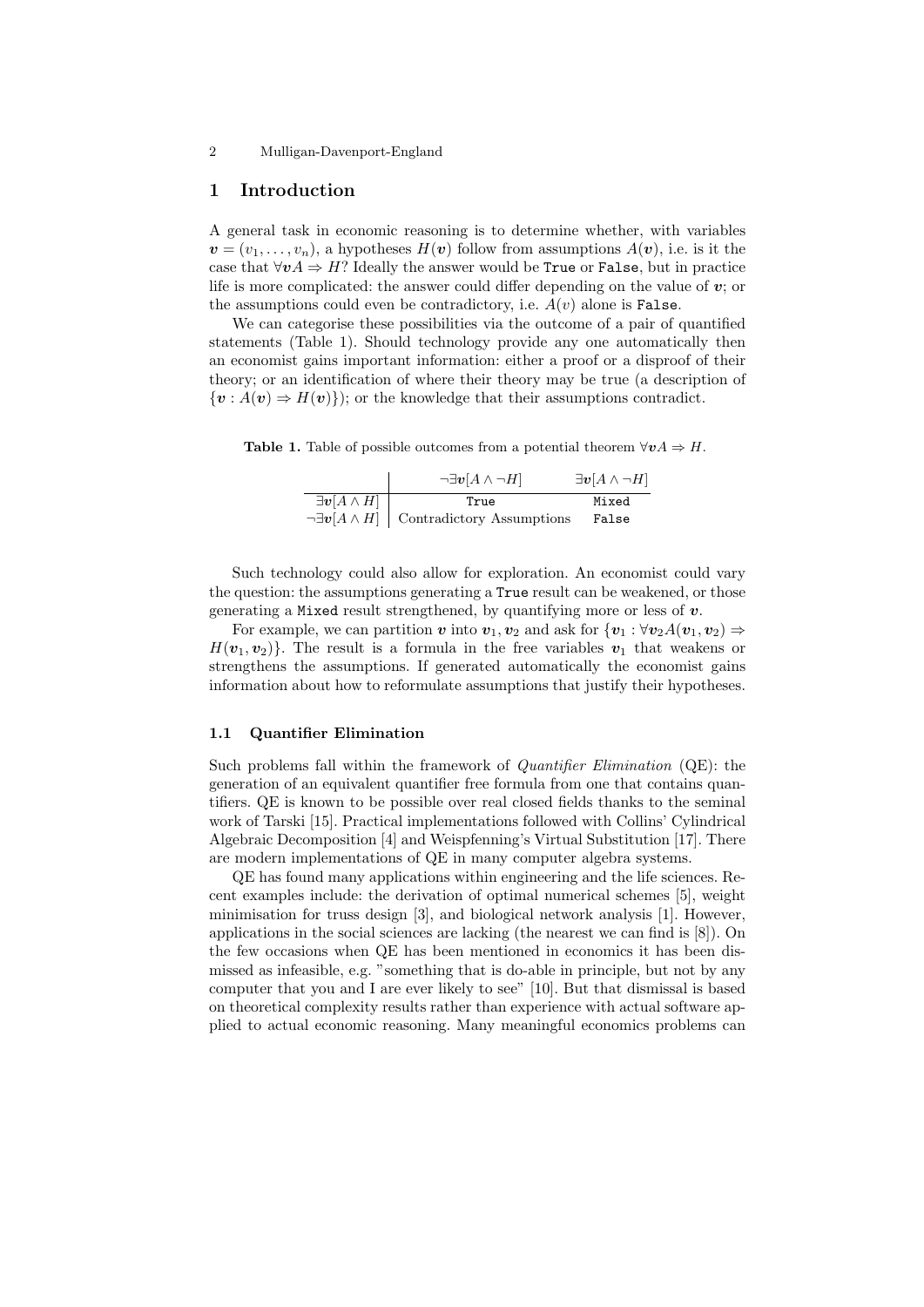## 1 Introduction

A general task in economic reasoning is to determine whether, with variables $\boldsymbol{v} = (v_1, \ldots, v_n)$, a hypotheses $H(\boldsymbol{v})$ follow from assumptions $A(\boldsymbol{v})$, i.e. is it the case that $\forall \boldsymbol{v} A \Rightarrow H$? Ideally the answer would be `True` or `False`, but in practice life is more complicated: the answer could differ depending on the value of $\boldsymbol{v}$; or the assumptions could even be contradictory, i.e. $A(v)$ alone is `False`.

We can categorise these possibilities via the outcome of a pair of quantified statements (Table 1). Should technology provide any one automatically then an economist gains important information: either a proof or a disproof of their theory; or an identification of where their theory may be true (a description of $\{\boldsymbol{v} : A(\boldsymbol{v}) \Rightarrow H(\boldsymbol{v})\}$); or the knowledge that their assumptions contradict.

**Table 1.** Table of possible outcomes from a potential theorem $\forall \boldsymbol{v} A \Rightarrow H$.

| | $\neg\exists \boldsymbol{v}[A \wedge \neg H]$ | $\exists \boldsymbol{v}[A \wedge \neg H]$ |
|---|---|---|
| $\exists \boldsymbol{v}[A \wedge H]$ | `True` | `Mixed` |
| $\neg\exists \boldsymbol{v}[A \wedge H]$ | Contradictory Assumptions | `False` |

Such technology could also allow for exploration. An economist could vary the question: the assumptions generating a `True` result can be weakened, or those generating a `Mixed` result strengthened, by quantifying more or less of $\boldsymbol{v}$.

For example, we can partition $\boldsymbol{v}$ into $\boldsymbol{v}_1, \boldsymbol{v}_2$ and ask for $\{\boldsymbol{v}_1 : \forall \boldsymbol{v}_2 A(\boldsymbol{v}_1, \boldsymbol{v}_2) \Rightarrow H(\boldsymbol{v}_1, \boldsymbol{v}_2)\}$. The result is a formula in the free variables $\boldsymbol{v}_1$ that weakens or strengthens the assumptions. If generated automatically the economist gains information about how to reformulate assumptions that justify their hypotheses.

### 1.1 Quantifier Elimination

Such problems fall within the framework of *Quantifier Elimination* (QE): the generation of an equivalent quantifier free formula from one that contains quantifiers. QE is known to be possible over real closed fields thanks to the seminal work of Tarski [15]. Practical implementations followed with Collins' Cylindrical Algebraic Decomposition [4] and Weispfenning's Virtual Substitution [17]. There are modern implementations of QE in many computer algebra systems.

QE has found many applications within engineering and the life sciences. Recent examples include: the derivation of optimal numerical schemes [5], weight minimisation for truss design [3], and biological network analysis [1]. However, applications in the social sciences are lacking (the nearest we can find is [8]). On the few occasions when QE has been mentioned in economics it has been dismissed as infeasible, e.g. "something that is do-able in principle, but not by any computer that you and I are ever likely to see" [10]. But that dismissal is based on theoretical complexity results rather than experience with actual software applied to actual economic reasoning. Many meaningful economics problems can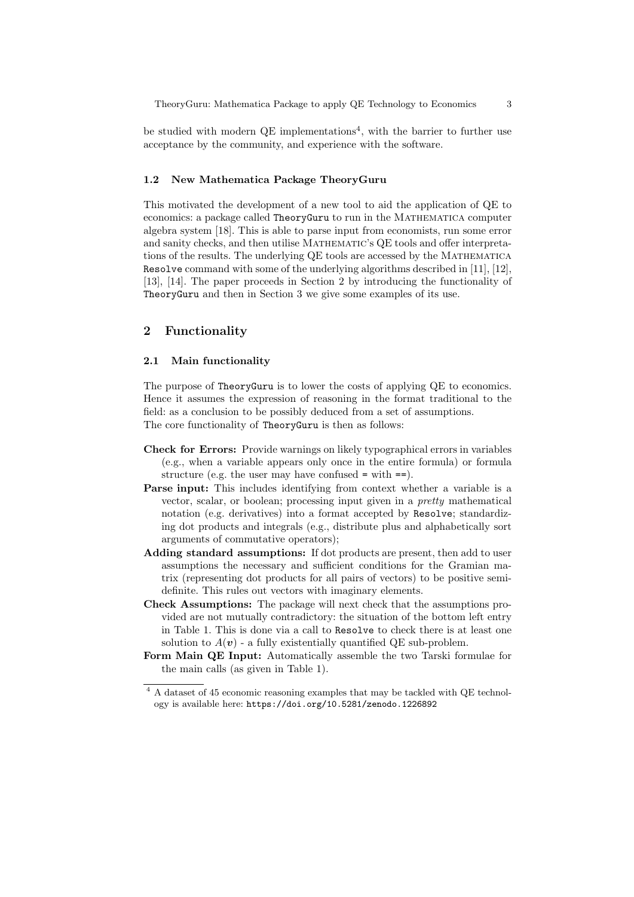be studied with modern QE implementations[4], with the barrier to further use acceptance by the community, and experience with the software.

### 1.2 New Mathematica Package TheoryGuru

This motivated the development of a new tool to aid the application of QE to economics: a package called `TheoryGuru` to run in the Mathematica computer algebra system [18]. This is able to parse input from economists, run some error and sanity checks, and then utilise Mathematic's QE tools and offer interpretations of the results. The underlying QE tools are accessed by the Mathematica `Resolve` command with some of the underlying algorithms described in [11], [12], [13], [14]. The paper proceeds in Section 2 by introducing the functionality of `TheoryGuru` and then in Section 3 we give some examples of its use.

## 2 Functionality

### 2.1 Main functionality

The purpose of `TheoryGuru` is to lower the costs of applying QE to economics. Hence it assumes the expression of reasoning in the format traditional to the field: as a conclusion to be possibly deduced from a set of assumptions.
The core functionality of `TheoryGuru` is then as follows:

- **Check for Errors:** Provide warnings on likely typographical errors in variables (e.g., when a variable appears only once in the entire formula) or formula structure (e.g. the user may have confused `=` with `==`).
- **Parse input:** This includes identifying from context whether a variable is a vector, scalar, or boolean; processing input given in a *pretty* mathematical notation (e.g. derivatives) into a format accepted by `Resolve`; standardizing dot products and integrals (e.g., distribute plus and alphabetically sort arguments of commutative operators);
- **Adding standard assumptions:** If dot products are present, then add to user assumptions the necessary and sufficient conditions for the Gramian matrix (representing dot products for all pairs of vectors) to be positive semi-definite. This rules out vectors with imaginary elements.
- **Check Assumptions:** The package will next check that the assumptions provided are not mutually contradictory: the situation of the bottom left entry in Table 1. This is done via a call to `Resolve` to check there is at least one solution to $A(\boldsymbol{v})$ - a fully existentially quantified QE sub-problem.
- **Form Main QE Input:** Automatically assemble the two Tarski formulae for the main calls (as given in Table 1).

[4] A dataset of 45 economic reasoning examples that may be tackled with QE technology is available here: `https://doi.org/10.5281/zenodo.1226892`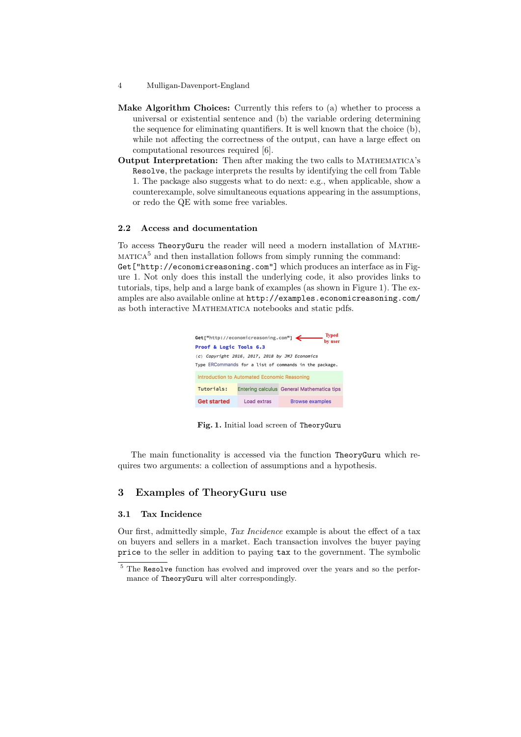**Make Algorithm Choices:** Currently this refers to (a) whether to process a universal or existential sentence and (b) the variable ordering determining the sequence for eliminating quantifiers. It is well known that the choice (b), while not affecting the correctness of the output, can have a large effect on computational resources required [6].

**Output Interpretation:** Then after making the two calls to MATHEMATICA's `Resolve`, the package interprets the results by identifying the cell from Table 1. The package also suggests what to do next: e.g., when applicable, show a counterexample, solve simultaneous equations appearing in the assumptions, or redo the QE with some free variables.

### 2.2 Access and documentation

To access `TheoryGuru` the reader will need a modern installation of MATHEMATICA[5] and then installation follows from simply running the command: `Get["http://economicreasoning.com"]` which produces an interface as in Figure 1. Not only does this install the underlying code, it also provides links to tutorials, tips, help and a large bank of examples (as shown in Figure 1). The examples are also available online at `http://examples.economicreasoning.com/` as both interactive MATHEMATICA notebooks and static pdfs.

```
Get["http://economicreasoning.com"]   <-- Typed by user
Proof & Logic Tools 6.3
(c) Copyright 2016, 2017, 2018 by JMJ Economics
Type ERCommands for a list of commands in the package.
```

| Introduction to Automated Economic Reasoning | | |
|---|---|---|
| Tutorials: | Entering calculus | General Mathematica tips |
| Get started | Load extras | Browse examples |

**Fig. 1.** Initial load screen of `TheoryGuru`

The main functionality is accessed via the function `TheoryGuru` which requires two arguments: a collection of assumptions and a hypothesis.

## 3 Examples of TheoryGuru use

### 3.1 Tax Incidence

Our first, admittedly simple, *Tax Incidence* example is about the effect of a tax on buyers and sellers in a market. Each transaction involves the buyer paying `price` to the seller in addition to paying `tax` to the government. The symbolic

[5] The `Resolve` function has evolved and improved over the years and so the performance of `TheoryGuru` will alter correspondingly.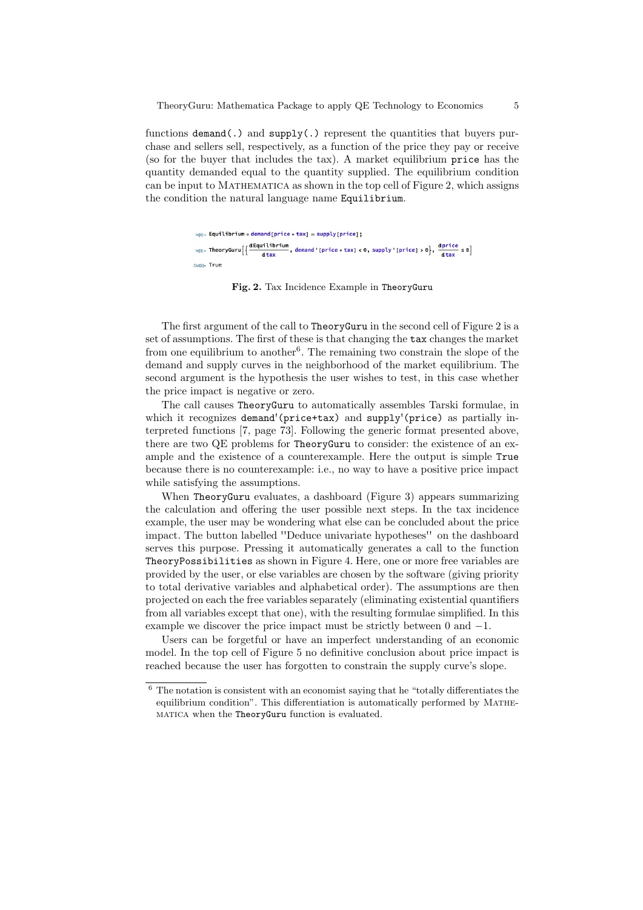functions demand(.) and supply(.) represent the quantities that buyers purchase and sellers sell, respectively, as a function of the price they pay or receive (so for the buyer that includes the tax). A market equilibrium price has the quantity demanded equal to the quantity supplied. The equilibrium condition can be input to Mathematica as shown in the top cell of Figure 2, which assigns the condition the natural language name Equilibrium.

```
In[2]:= Equilibrium = demand[price + tax] == supply[price];
In[3]:= TheoryGuru[{dEquilibrium/dtax, demand'[price + tax] < 0, supply'[price] > 0}, dprice/dtax ≤ 0]
Out[3]= True
```

**Fig. 2.** Tax Incidence Example in TheoryGuru

The first argument of the call to TheoryGuru in the second cell of Figure 2 is a set of assumptions. The first of these is that changing the tax changes the market from one equilibrium to another[6]. The remaining two constrain the slope of the demand and supply curves in the neighborhood of the market equilibrium. The second argument is the hypothesis the user wishes to test, in this case whether the price impact is negative or zero.

The call causes TheoryGuru to automatically assembles Tarski formulae, in which it recognizes demand'(price+tax) and supply'(price) as partially interpreted functions [7, page 73]. Following the generic format presented above, there are two QE problems for TheoryGuru to consider: the existence of an example and the existence of a counterexample. Here the output is simple True because there is no counterexample: i.e., no way to have a positive price impact while satisfying the assumptions.

When TheoryGuru evaluates, a dashboard (Figure 3) appears summarizing the calculation and offering the user possible next steps. In the tax incidence example, the user may be wondering what else can be concluded about the price impact. The button labelled "Deduce univariate hypotheses" on the dashboard serves this purpose. Pressing it automatically generates a call to the function TheoryPossibilities as shown in Figure 4. Here, one or more free variables are provided by the user, or else variables are chosen by the software (giving priority to total derivative variables and alphabetical order). The assumptions are then projected on each the free variables separately (eliminating existential quantifiers from all variables except that one), with the resulting formulae simplified. In this example we discover the price impact must be strictly between 0 and $-1$.

Users can be forgetful or have an imperfect understanding of an economic model. In the top cell of Figure 5 no definitive conclusion about price impact is reached because the user has forgotten to constrain the supply curve's slope.

[6] The notation is consistent with an economist saying that he "totally differentiates the equilibrium condition". This differentiation is automatically performed by Mathematica when the TheoryGuru function is evaluated.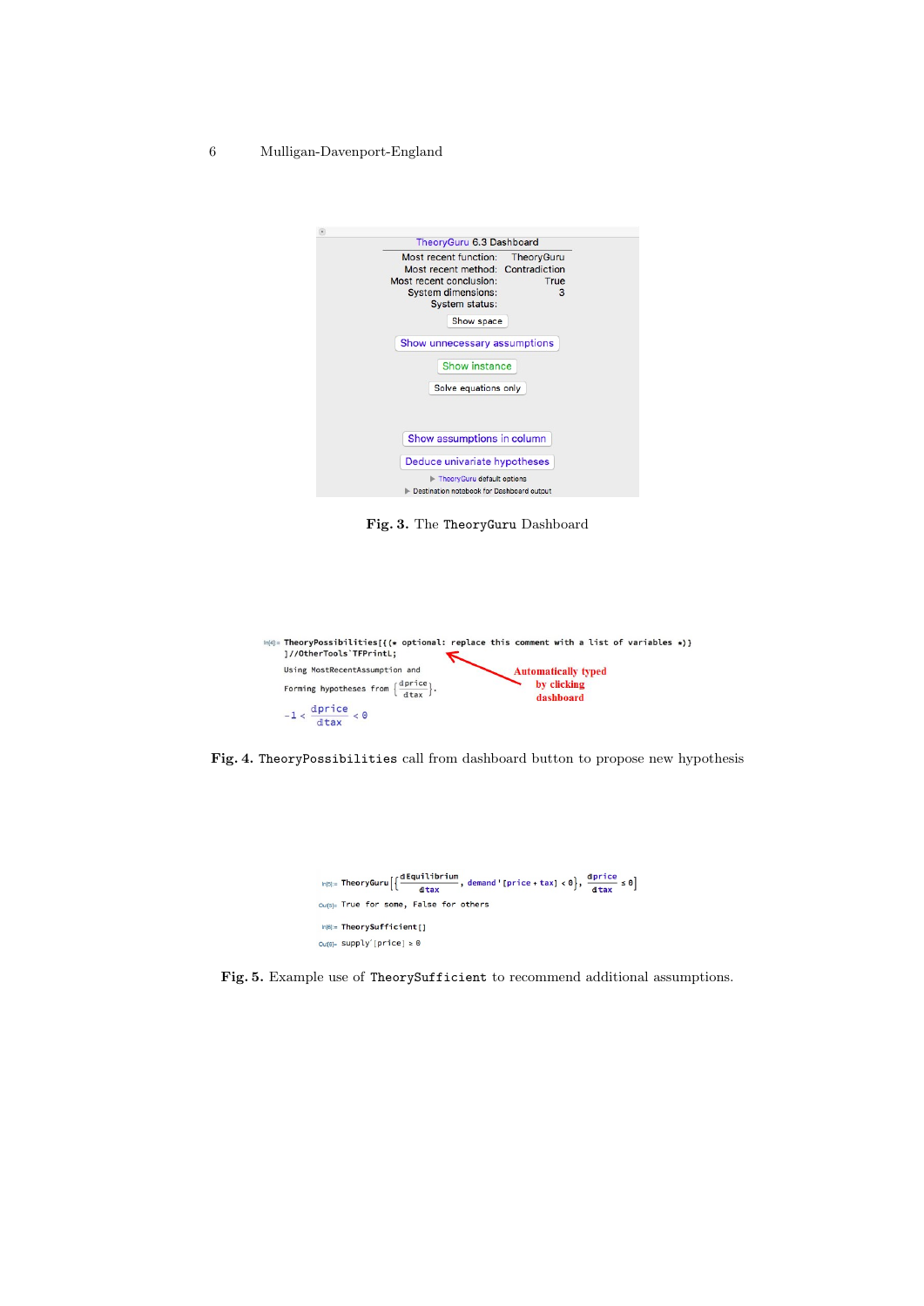TheoryGuru 6.3 Dashboard

Most recent function: TheoryGuru
Most recent method: Contradiction
Most recent conclusion: True
System dimensions: 3
System status:

Show space

Show unnecessary assumptions

Show instance

Solve equations only

Show assumptions in column

Deduce univariate hypotheses

▶ TheoryGuru default options

▶ Destination notebook for Dashboard output

**Fig. 3.** The `TheoryGuru` Dashboard

```
In[4]:= TheoryPossibilities[{(* optional: replace this comment with a list of variables *)}
        ]//OtherTools`TFPrintL;
        Using MostRecentAssumption and
        Forming hypotheses from {dprice/dtax}.
        -1 < dprice/dtax < 0
```

Automatically typed by clicking dashboard

**Fig. 4.** `TheoryPossibilities` call from dashboard button to propose new hypothesis

```
In[5]:= TheoryGuru[{dEquilibrium/dtax, demand'[price + tax] < 0}, dprice/dtax ≤ 0]
Out[5]= True for some, False for others
In[6]:= TheorySufficient[]
Out[6]= supply'[price] ≥ 0
```

**Fig. 5.** Example use of `TheorySufficient` to recommend additional assumptions.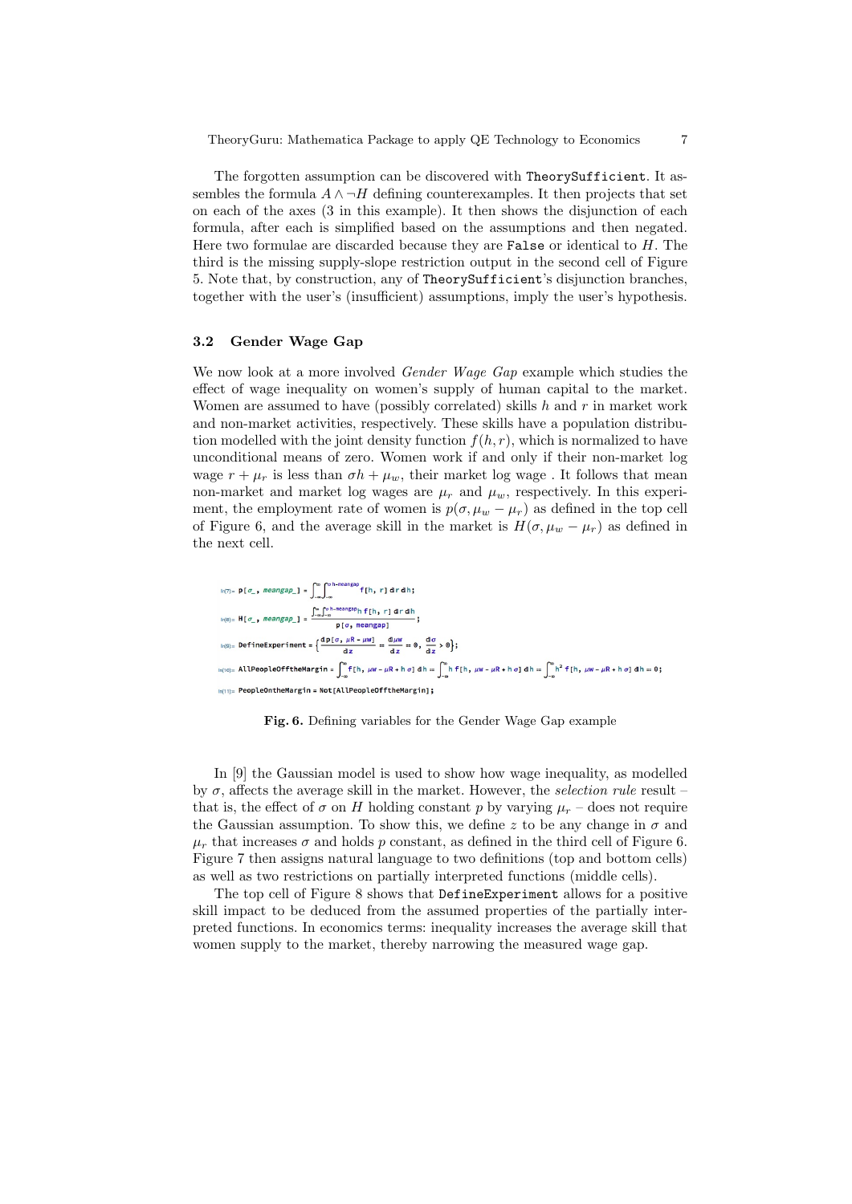The forgotten assumption can be discovered with `TheorySufficient`. It assembles the formula $A \wedge \neg H$ defining counterexamples. It then projects that set on each of the axes (3 in this example). It then shows the disjunction of each formula, after each is simplified based on the assumptions and then negated. Here two formulae are discarded because they are `False` or identical to $H$. The third is the missing supply-slope restriction output in the second cell of Figure 5. Note that, by construction, any of `TheorySufficient`'s disjunction branches, together with the user's (insufficient) assumptions, imply the user's hypothesis.

### 3.2 Gender Wage Gap

We now look at a more involved *Gender Wage Gap* example which studies the effect of wage inequality on women's supply of human capital to the market. Women are assumed to have (possibly correlated) skills $h$ and $r$ in market work and non-market activities, respectively. These skills have a population distribution modelled with the joint density function $f(h, r)$, which is normalized to have unconditional means of zero. Women work if and only if their non-market log wage $r + \mu_r$ is less than $\sigma h + \mu_w$, their market log wage . It follows that mean non-market and market log wages are $\mu_r$ and $\mu_w$, respectively. In this experiment, the employment rate of women is $p(\sigma, \mu_w - \mu_r)$ as defined in the top cell of Figure 6, and the average skill in the market is $H(\sigma, \mu_w - \mu_r)$ as defined in the next cell.

```
In[7]:= p[σ_, meangap_] = ∫_{-∞}^{∞} ∫_{-∞}^{σ h-meangap} f[h, r] dr dh;

In[8]:= H[σ_, meangap_] = (∫_{-∞}^{∞} ∫_{-∞}^{σ h-meangap} h f[h, r] dr dh) / p[σ, meangap];

In[9]:= DefineExperiment = {dp[σ, μR - μW]/dz == dμW/dz == 0, dσ/dz > 0};

In[10]:= AllPeopleOfftheMargin = ∫_{-∞}^{∞} f[h, μW - μR + h σ] dh == ∫_{-∞}^{∞} h f[h, μW - μR + h σ] dh == ∫_{-∞}^{∞} h^2 f[h, μW - μR + h σ] dh == 0;

In[11]:= PeopleOntheMargin = Not[AllPeopleOfftheMargin];
```

**Fig. 6.** Defining variables for the Gender Wage Gap example

In [9] the Gaussian model is used to show how wage inequality, as modelled by $\sigma$, affects the average skill in the market. However, the *selection rule* result – that is, the effect of $\sigma$ on $H$ holding constant $p$ by varying $\mu_r$ – does not require the Gaussian assumption. To show this, we define $z$ to be any change in $\sigma$ and $\mu_r$ that increases $\sigma$ and holds $p$ constant, as defined in the third cell of Figure 6. Figure 7 then assigns natural language to two definitions (top and bottom cells) as well as two restrictions on partially interpreted functions (middle cells).

The top cell of Figure 8 shows that `DefineExperiment` allows for a positive skill impact to be deduced from the assumed properties of the partially interpreted functions. In economics terms: inequality increases the average skill that women supply to the market, thereby narrowing the measured wage gap.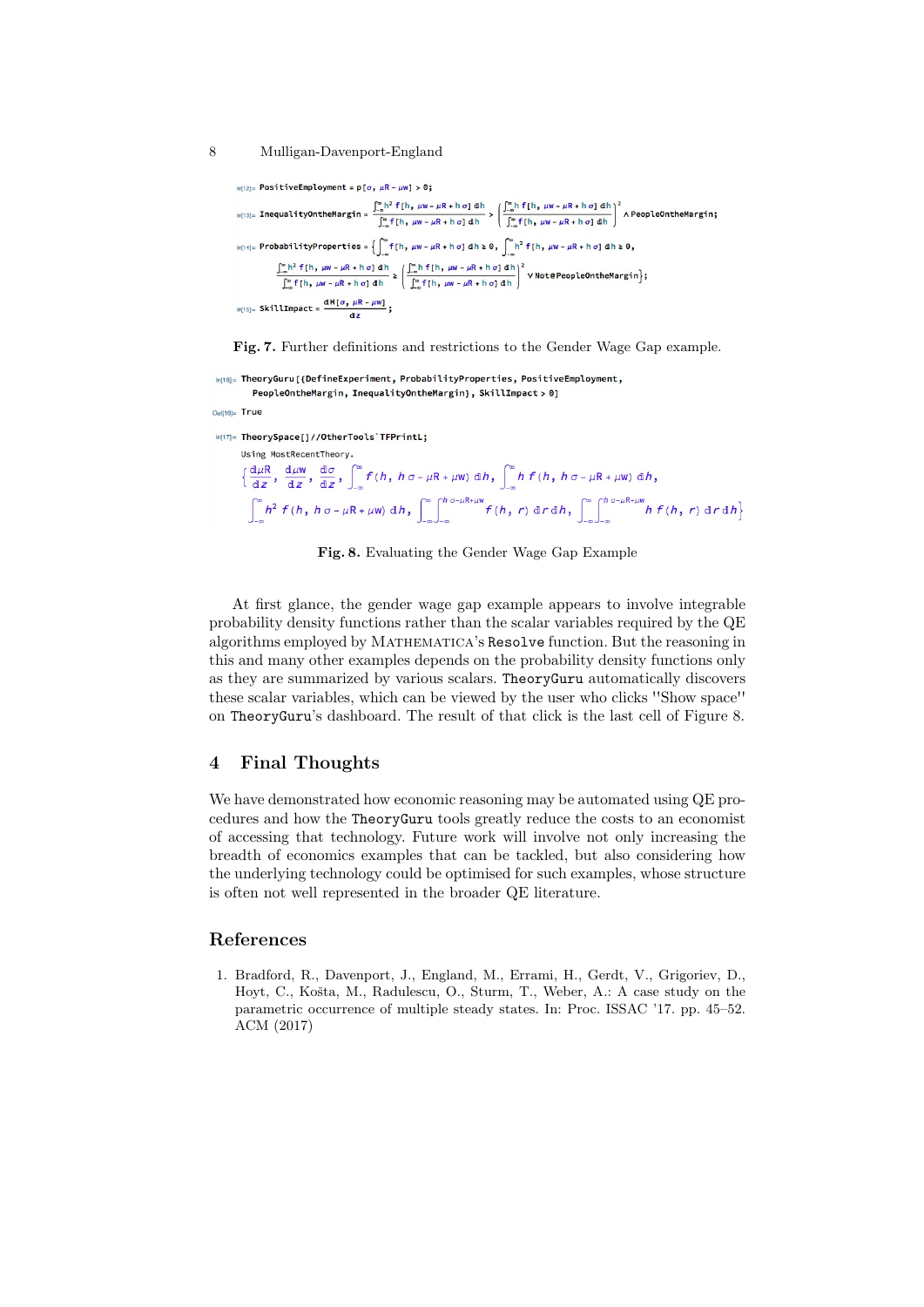```
In[12]:= PositiveEmployment = p[σ, μR - μw] > 0;
In[13]:= InequalityOntheMargin = ∫_{-∞}^{∞} h^2 f[h, μw - μR + h σ] dh / ∫_{-∞}^{∞} f[h, μw - μR + h σ] dh > (∫_{-∞}^{∞} h f[h, μw - μR + h σ] dh / ∫_{-∞}^{∞} f[h, μw - μR + h σ] dh)^2 ∧ PeopleOntheMargin;
In[14]:= ProbabilityProperties = {∫_{-∞}^{∞} f[h, μw - μR + h σ] dh ≥ 0, ∫_{-∞}^{∞} h^2 f[h, μw - μR + h σ] dh ≥ 0,
        ∫_{-∞}^{∞} h^2 f[h, μw - μR + h σ] dh / ∫_{-∞}^{∞} f[h, μw - μR + h σ] dh ≥ (∫_{-∞}^{∞} h f[h, μw - μR + h σ] dh / ∫_{-∞}^{∞} f[h, μw - μR + h σ] dh)^2 ∨ Not@PeopleOntheMargin};
In[15]:= SkillImpact = dH[σ, μR - μw] / dz;
```

**Fig. 7.** Further definitions and restrictions to the Gender Wage Gap example.

```
In[16]:= TheoryGuru[{DefineExperiment, ProbabilityProperties, PositiveEmployment,
           PeopleOntheMargin, InequalityOntheMargin}, SkillImpact > 0]
Out[16]= True

In[17]:= TheorySpace[]//OtherTools`TFPrintL;
   Using MostRecentTheory.
```

$$\left\{\frac{d\mu R}{dz}, \frac{d\mu w}{dz}, \frac{d\sigma}{dz}, \int_{-\infty}^{\infty} f(h, h\,\sigma - \mu R + \mu w)\, dh, \int_{-\infty}^{\infty} h\, f(h, h\,\sigma - \mu R + \mu w)\, dh, \int_{-\infty}^{\infty} h^2 f(h, h\,\sigma - \mu R + \mu w)\, dh, \int_{-\infty}^{\infty}\int_{-\infty}^{h\,\sigma - \mu R + \mu w} f(h, r)\, dr\, dh, \int_{-\infty}^{\infty}\int_{-\infty}^{h\,\sigma - \mu R + \mu w} h\, f(h, r)\, dr\, dh\right\}$$

**Fig. 8.** Evaluating the Gender Wage Gap Example

At first glance, the gender wage gap example appears to involve integrable probability density functions rather than the scalar variables required by the QE algorithms employed by MATHEMATICA's `Resolve` function. But the reasoning in this and many other examples depends on the probability density functions only as they are summarized by various scalars. `TheoryGuru` automatically discovers these scalar variables, which can be viewed by the user who clicks "Show space" on `TheoryGuru`'s dashboard. The result of that click is the last cell of Figure 8.

## 4 Final Thoughts

We have demonstrated how economic reasoning may be automated using QE procedures and how the `TheoryGuru` tools greatly reduce the costs to an economist of accessing that technology. Future work will involve not only increasing the breadth of economics examples that can be tackled, but also considering how the underlying technology could be optimised for such examples, whose structure is often not well represented in the broader QE literature.

## References

1. Bradford, R., Davenport, J., England, M., Errami, H., Gerdt, V., Grigoriev, D., Hoyt, C., Košta, M., Radulescu, O., Sturm, T., Weber, A.: A case study on the parametric occurrence of multiple steady states. In: Proc. ISSAC '17. pp. 45–52. ACM (2017)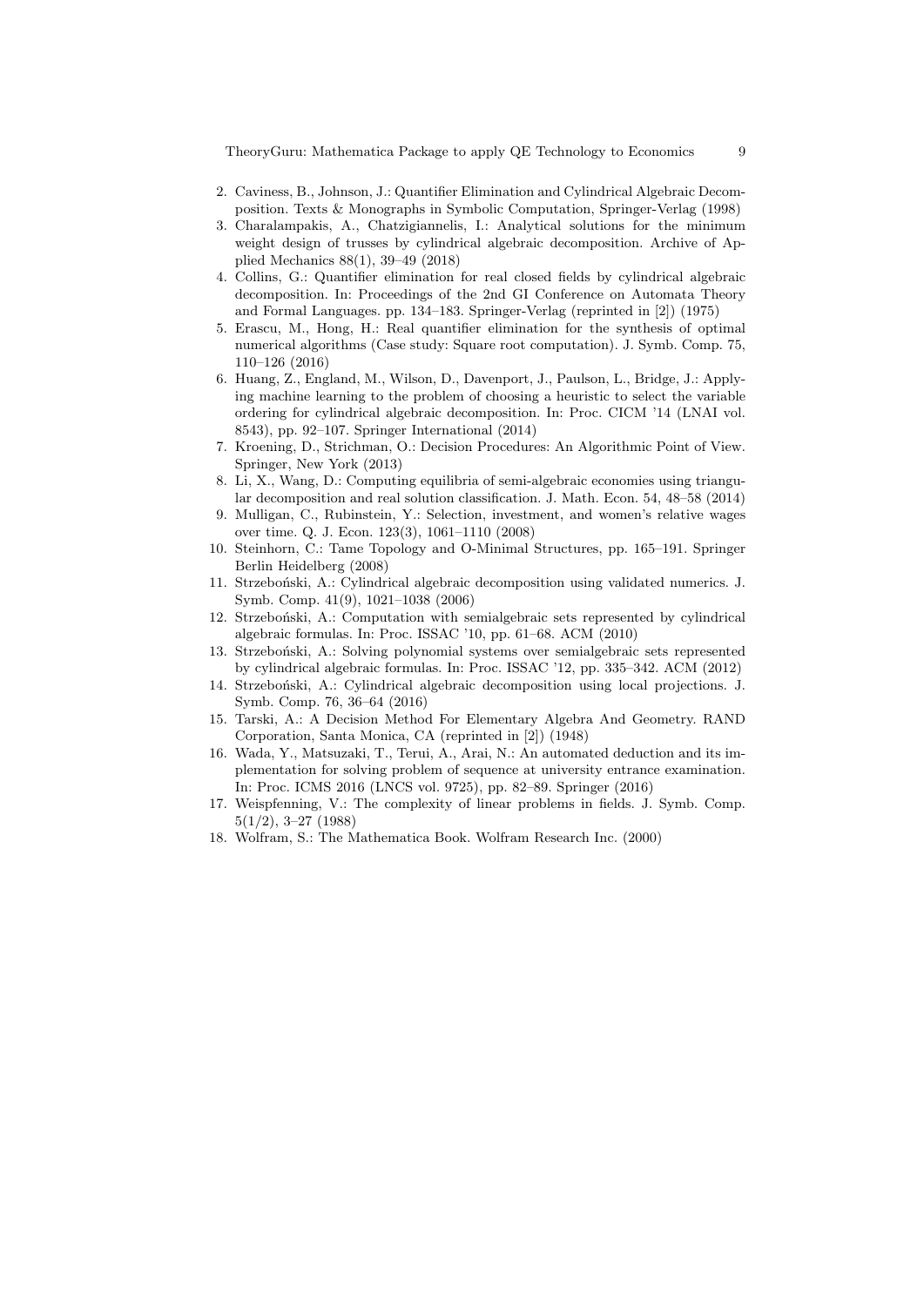2. Caviness, B., Johnson, J.: Quantifier Elimination and Cylindrical Algebraic Decomposition. Texts & Monographs in Symbolic Computation, Springer-Verlag (1998)
3. Charalampakis, A., Chatzigiannelis, I.: Analytical solutions for the minimum weight design of trusses by cylindrical algebraic decomposition. Archive of Applied Mechanics 88(1), 39–49 (2018)
4. Collins, G.: Quantifier elimination for real closed fields by cylindrical algebraic decomposition. In: Proceedings of the 2nd GI Conference on Automata Theory and Formal Languages. pp. 134–183. Springer-Verlag (reprinted in [2]) (1975)
5. Erascu, M., Hong, H.: Real quantifier elimination for the synthesis of optimal numerical algorithms (Case study: Square root computation). J. Symb. Comp. 75, 110–126 (2016)
6. Huang, Z., England, M., Wilson, D., Davenport, J., Paulson, L., Bridge, J.: Applying machine learning to the problem of choosing a heuristic to select the variable ordering for cylindrical algebraic decomposition. In: Proc. CICM '14 (LNAI vol. 8543), pp. 92–107. Springer International (2014)
7. Kroening, D., Strichman, O.: Decision Procedures: An Algorithmic Point of View. Springer, New York (2013)
8. Li, X., Wang, D.: Computing equilibria of semi-algebraic economies using triangular decomposition and real solution classification. J. Math. Econ. 54, 48–58 (2014)
9. Mulligan, C., Rubinstein, Y.: Selection, investment, and women's relative wages over time. Q. J. Econ. 123(3), 1061–1110 (2008)
10. Steinhorn, C.: Tame Topology and O-Minimal Structures, pp. 165–191. Springer Berlin Heidelberg (2008)
11. Strzeboński, A.: Cylindrical algebraic decomposition using validated numerics. J. Symb. Comp. 41(9), 1021–1038 (2006)
12. Strzeboński, A.: Computation with semialgebraic sets represented by cylindrical algebraic formulas. In: Proc. ISSAC '10, pp. 61–68. ACM (2010)
13. Strzeboński, A.: Solving polynomial systems over semialgebraic sets represented by cylindrical algebraic formulas. In: Proc. ISSAC '12, pp. 335–342. ACM (2012)
14. Strzeboński, A.: Cylindrical algebraic decomposition using local projections. J. Symb. Comp. 76, 36–64 (2016)
15. Tarski, A.: A Decision Method For Elementary Algebra And Geometry. RAND Corporation, Santa Monica, CA (reprinted in [2]) (1948)
16. Wada, Y., Matsuzaki, T., Terui, A., Arai, N.: An automated deduction and its implementation for solving problem of sequence at university entrance examination. In: Proc. ICMS 2016 (LNCS vol. 9725), pp. 82–89. Springer (2016)
17. Weispfenning, V.: The complexity of linear problems in fields. J. Symb. Comp. 5(1/2), 3–27 (1988)
18. Wolfram, S.: The Mathematica Book. Wolfram Research Inc. (2000)